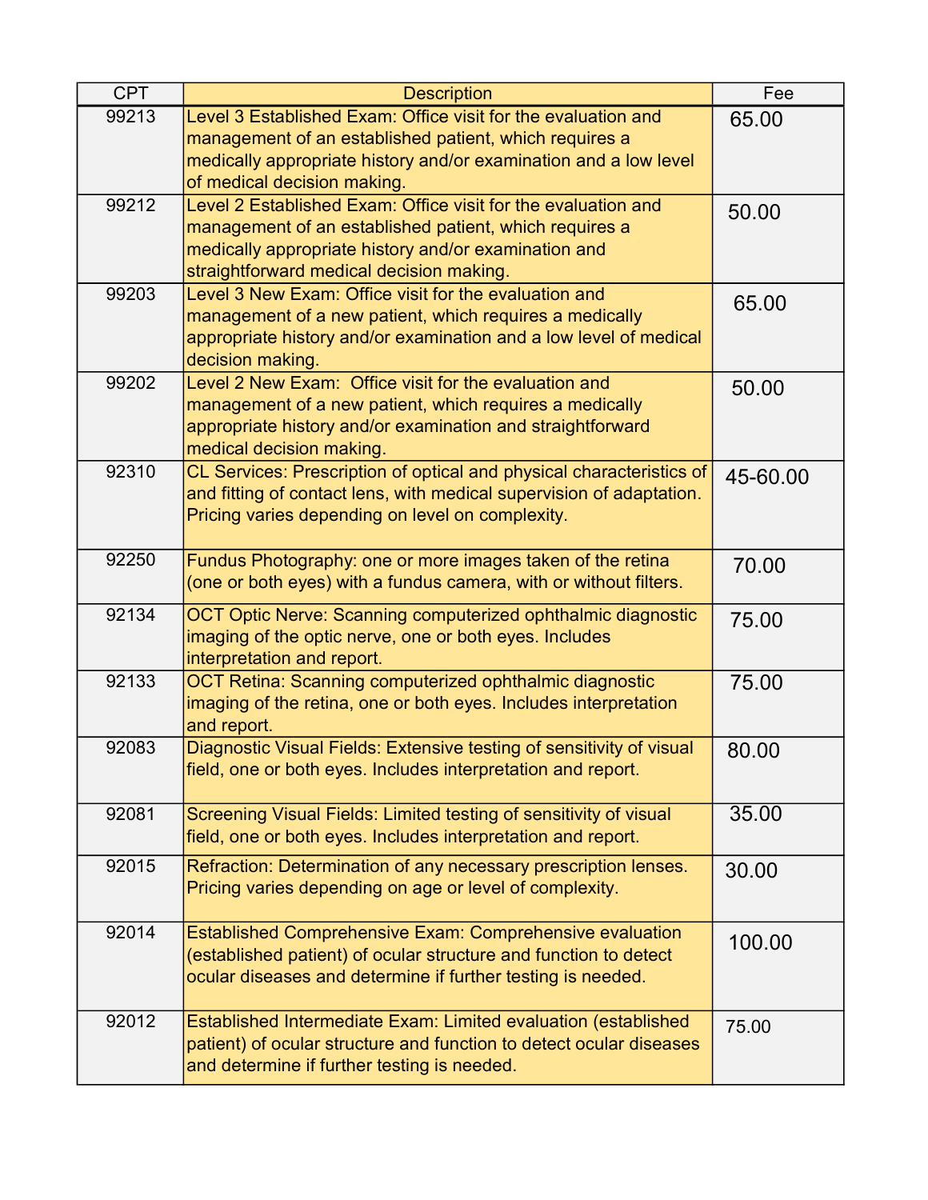| CPT | Description | Fee |
| --- | --- | --- |
| 99213 | Level 3 Established Exam: Office visit for the evaluation and management of an established patient, which requires a medically appropriate history and/or examination and a low level of medical decision making. | 65.00 |
| 99212 | Level 2 Established Exam: Office visit for the evaluation and management of an established patient, which requires a medically appropriate history and/or examination and straightforward medical decision making. | 50.00 |
| 99203 | Level 3 New Exam: Office visit for the evaluation and management of a new patient, which requires a medically appropriate history and/or examination and a low level of medical decision making. | 65.00 |
| 99202 | Level 2 New Exam: Office visit for the evaluation and management of a new patient, which requires a medically appropriate history and/or examination and straightforward medical decision making. | 50.00 |
| 92310 | CL Services: Prescription of optical and physical characteristics of and fitting of contact lens, with medical supervision of adaptation. Pricing varies depending on level on complexity. | 45-60.00 |
| 92250 | Fundus Photography: one or more images taken of the retina (one or both eyes) with a fundus camera, with or without filters. | 70.00 |
| 92134 | OCT Optic Nerve: Scanning computerized ophthalmic diagnostic imaging of the optic nerve, one or both eyes. Includes interpretation and report. | 75.00 |
| 92133 | OCT Retina: Scanning computerized ophthalmic diagnostic imaging of the retina, one or both eyes. Includes interpretation and report. | 75.00 |
| 92083 | Diagnostic Visual Fields: Extensive testing of sensitivity of visual field, one or both eyes. Includes interpretation and report. | 80.00 |
| 92081 | Screening Visual Fields: Limited testing of sensitivity of visual field, one or both eyes. Includes interpretation and report. | 35.00 |
| 92015 | Refraction: Determination of any necessary prescription lenses. Pricing varies depending on age or level of complexity. | 30.00 |
| 92014 | Established Comprehensive Exam: Comprehensive evaluation (established patient) of ocular structure and function to detect ocular diseases and determine if further testing is needed. | 100.00 |
| 92012 | Established Intermediate Exam: Limited evaluation (established patient) of ocular structure and function to detect ocular diseases and determine if further testing is needed. | 75.00 |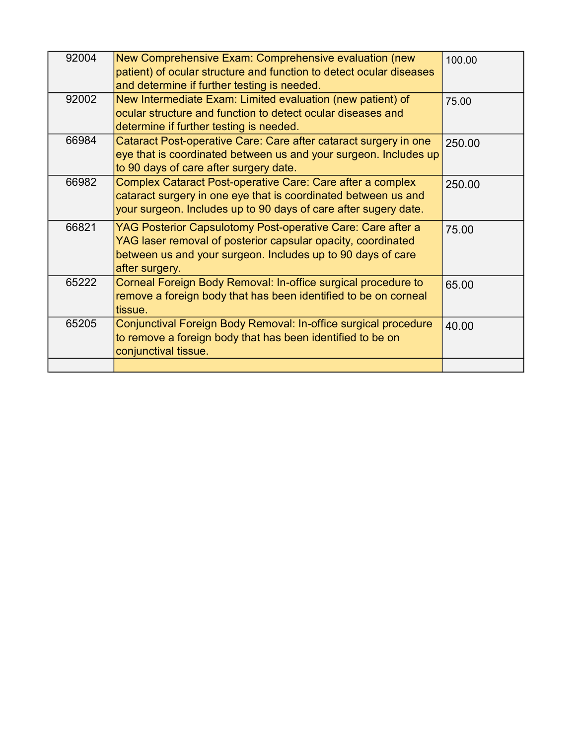| | | |
|---|---|---|
| 92004 | New Comprehensive Exam: Comprehensive evaluation (new patient) of ocular structure and function to detect ocular diseases and determine if further testing is needed. | 100.00 |
| 92002 | New Intermediate Exam: Limited evaluation (new patient) of ocular structure and function to detect ocular diseases and determine if further testing is needed. | 75.00 |
| 66984 | Cataract Post-operative Care: Care after cataract surgery in one eye that is coordinated between us and your surgeon. Includes up to 90 days of care after surgery date. | 250.00 |
| 66982 | Complex Cataract Post-operative Care: Care after a complex cataract surgery in one eye that is coordinated between us and your surgeon. Includes up to 90 days of care after sugery date. | 250.00 |
| 66821 | YAG Posterior Capsulotomy Post-operative Care: Care after a YAG laser removal of posterior capsular opacity, coordinated between us and your surgeon. Includes up to 90 days of care after surgery. | 75.00 |
| 65222 | Corneal Foreign Body Removal: In-office surgical procedure to remove a foreign body that has been identified to be on corneal tissue. | 65.00 |
| 65205 | Conjunctival Foreign Body Removal: In-office surgical procedure to remove a foreign body that has been identified to be on conjunctival tissue. | 40.00 |
| | | |